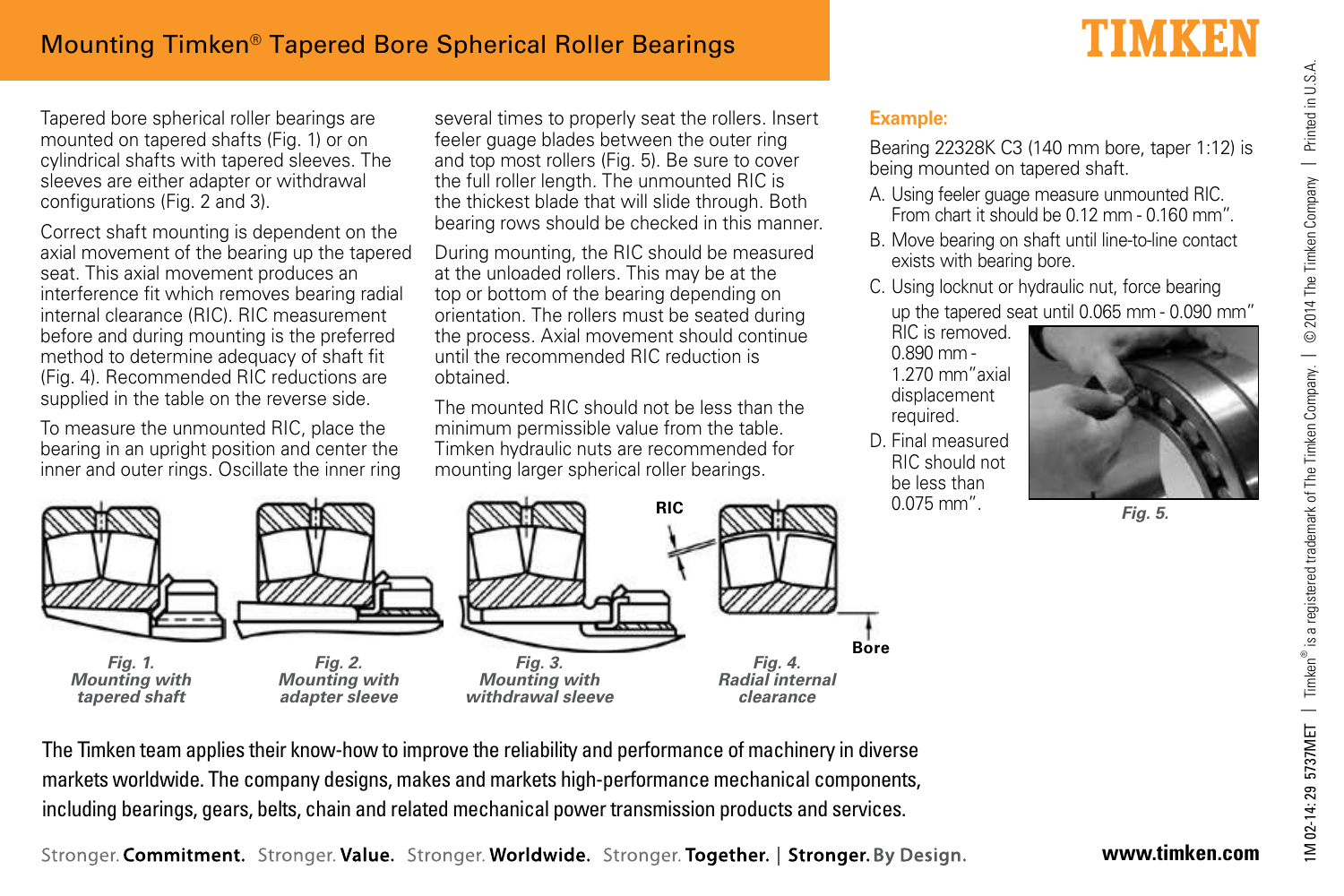# Mounting Timken® Tapered Bore Spherical Roller Bearings

Tapered bore spherical roller bearings are mounted on tapered shafts (Fig. 1) or on cylindrical shafts with tapered sleeves. The sleeves are either adapter or withdrawal configurations (Fig. 2 and 3).

Correct shaft mounting is dependent on the axial movement of the bearing up the tapered seat. This axial movement produces an interference fit which removes bearing radial internal clearance (RIC). RIC measurement before and during mounting is the preferred method to determine adequacy of shaft fit (Fig. 4). Recommended RIC reductions are supplied in the table on the reverse side.

To measure the unmounted RIC, place the bearing in an upright position and center the inner and outer rings. Oscillate the inner ring several times to properly seat the rollers. Insert feeler guage blades between the outer ring and top most rollers (Fig. 5). Be sure to cover the full roller length. The unmounted RIC is the thickest blade that will slide through. Both bearing rows should be checked in this manner.

During mounting, the RIC should be measured at the unloaded rollers. This may be at the top or bottom of the bearing depending on orientation. The rollers must be seated during the process. Axial movement should continue until the recommended RIC reduction is obtained.

The mounted RIC should not be less than the minimum permissible value from the table. Timken hydraulic nuts are recommended for mounting larger spherical roller bearings.

**Example:**

Bearing 22328K C3 (140 mm bore, taper 1:12) is being mounted on tapered shaft.

A. Using feeler guage measure unmounted RIC. From chart it should be 0.12 mm - 0.160 mm".

B. Move bearing on shaft until line-to-line contact exists with bearing bore.

C. Using locknut or hydraulic nut, force bearing up the tapered seat until 0.065 mm - 0.090 mm" RIC is removed. 0.890 mm - 1.270 mm"axial displacement required.

D. Final measured RIC should not be less than 0.075 mm".

*Fig. 5.*

*Fig. 1. Mounting with tapered shaft*

*Fig. 2. Mounting with adapter sleeve*

*Fig. 3. Mounting with withdrawal sleeve*

RIC

Bore

*Fig. 4. Radial internal clearance*

The Timken team applies their know-how to improve the reliability and performance of machinery in diverse markets worldwide. The company designs, makes and markets high-performance mechanical components, including bearings, gears, belts, chain and related mechanical power transmission products and services.

Stronger. **Commitment.** Stronger. **Value.** Stronger. **Worldwide.** Stronger. **Together.** | **Stronger.** By Design.

**www.timken.com**

1M 02-14: 29 5737MET | Timken® is a registered trademark of The Timken Company. | © 2014 The Timken Company | Printed in U.S.A.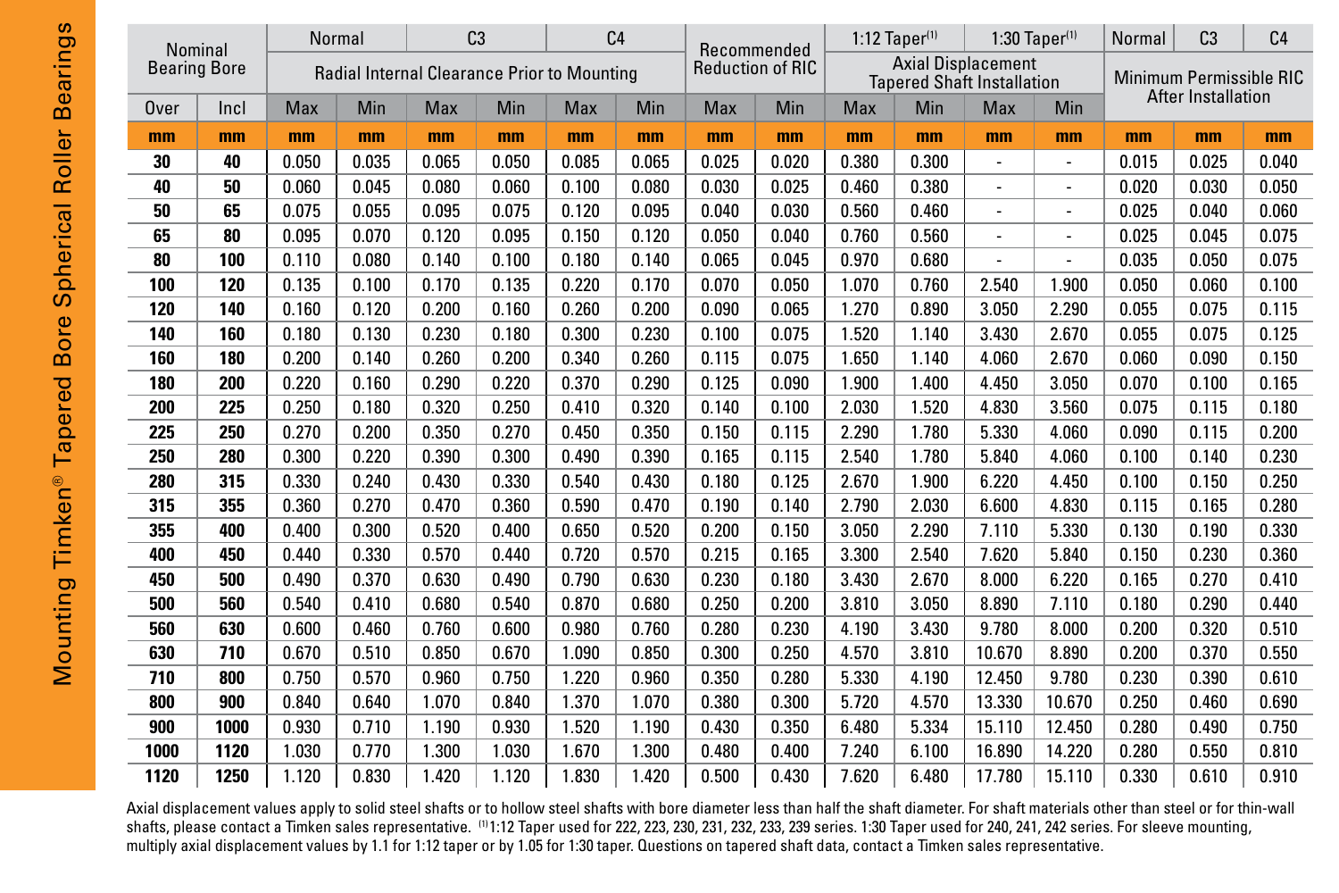# Mounting Timken® Tapered Bore Spherical Roller Bearings

| Nominal Bearing Bore | | Normal | | C3 | | C4 | | Recommended Reduction of RIC | | 1:12 Taper[1] | | 1:30 Taper[1] | | Normal | C3 | C4 |
|---|---|---|---|---|---|---|---|---|---|---|---|---|---|---|---|---|
| | | Radial Internal Clearance Prior to Mounting | | | | | | | | Axial Displacement Tapered Shaft Installation | | | | Minimum Permissible RIC After Installation | | |
| Over | Incl | Max | Min | Max | Min | Max | Min | Max | Min | Max | Min | Max | Min | | | |
| mm | mm | mm | mm | mm | mm | mm | mm | mm | mm | mm | mm | mm | mm | mm | mm | mm |
| 30 | 40 | 0.050 | 0.035 | 0.065 | 0.050 | 0.085 | 0.065 | 0.025 | 0.020 | 0.380 | 0.300 | - | - | 0.015 | 0.025 | 0.040 |
| 40 | 50 | 0.060 | 0.045 | 0.080 | 0.060 | 0.100 | 0.080 | 0.030 | 0.025 | 0.460 | 0.380 | - | - | 0.020 | 0.030 | 0.050 |
| 50 | 65 | 0.075 | 0.055 | 0.095 | 0.075 | 0.120 | 0.095 | 0.040 | 0.030 | 0.560 | 0.460 | - | - | 0.025 | 0.040 | 0.060 |
| 65 | 80 | 0.095 | 0.070 | 0.120 | 0.095 | 0.150 | 0.120 | 0.050 | 0.040 | 0.760 | 0.560 | - | - | 0.025 | 0.045 | 0.075 |
| 80 | 100 | 0.110 | 0.080 | 0.140 | 0.100 | 0.180 | 0.140 | 0.065 | 0.045 | 0.970 | 0.680 | - | - | 0.035 | 0.050 | 0.075 |
| 100 | 120 | 0.135 | 0.100 | 0.170 | 0.135 | 0.220 | 0.170 | 0.070 | 0.050 | 1.070 | 0.760 | 2.540 | 1.900 | 0.050 | 0.060 | 0.100 |
| 120 | 140 | 0.160 | 0.120 | 0.200 | 0.160 | 0.260 | 0.200 | 0.090 | 0.065 | 1.270 | 0.890 | 3.050 | 2.290 | 0.055 | 0.075 | 0.115 |
| 140 | 160 | 0.180 | 0.130 | 0.230 | 0.180 | 0.300 | 0.230 | 0.100 | 0.075 | 1.520 | 1.140 | 3.430 | 2.670 | 0.055 | 0.075 | 0.125 |
| 160 | 180 | 0.200 | 0.140 | 0.260 | 0.200 | 0.340 | 0.260 | 0.115 | 0.075 | 1.650 | 1.140 | 4.060 | 2.670 | 0.060 | 0.090 | 0.150 |
| 180 | 200 | 0.220 | 0.160 | 0.290 | 0.220 | 0.370 | 0.290 | 0.125 | 0.090 | 1.900 | 1.400 | 4.450 | 3.050 | 0.070 | 0.100 | 0.165 |
| 200 | 225 | 0.250 | 0.180 | 0.320 | 0.250 | 0.410 | 0.320 | 0.140 | 0.100 | 2.030 | 1.520 | 4.830 | 3.560 | 0.075 | 0.115 | 0.180 |
| 225 | 250 | 0.270 | 0.200 | 0.350 | 0.270 | 0.450 | 0.350 | 0.150 | 0.115 | 2.290 | 1.780 | 5.330 | 4.060 | 0.090 | 0.115 | 0.200 |
| 250 | 280 | 0.300 | 0.220 | 0.390 | 0.300 | 0.490 | 0.390 | 0.165 | 0.115 | 2.540 | 1.780 | 5.840 | 4.060 | 0.100 | 0.140 | 0.230 |
| 280 | 315 | 0.330 | 0.240 | 0.430 | 0.330 | 0.540 | 0.430 | 0.180 | 0.125 | 2.670 | 1.900 | 6.220 | 4.450 | 0.100 | 0.150 | 0.250 |
| 315 | 355 | 0.360 | 0.270 | 0.470 | 0.360 | 0.590 | 0.470 | 0.190 | 0.140 | 2.790 | 2.030 | 6.600 | 4.830 | 0.115 | 0.165 | 0.280 |
| 355 | 400 | 0.400 | 0.300 | 0.520 | 0.400 | 0.650 | 0.520 | 0.200 | 0.150 | 3.050 | 2.290 | 7.110 | 5.330 | 0.130 | 0.190 | 0.330 |
| 400 | 450 | 0.440 | 0.330 | 0.570 | 0.440 | 0.720 | 0.570 | 0.215 | 0.165 | 3.300 | 2.540 | 7.620 | 5.840 | 0.150 | 0.230 | 0.360 |
| 450 | 500 | 0.490 | 0.370 | 0.630 | 0.490 | 0.790 | 0.630 | 0.230 | 0.180 | 3.430 | 2.670 | 8.000 | 6.220 | 0.165 | 0.270 | 0.410 |
| 500 | 560 | 0.540 | 0.410 | 0.680 | 0.540 | 0.870 | 0.680 | 0.250 | 0.200 | 3.810 | 3.050 | 8.890 | 7.110 | 0.180 | 0.290 | 0.440 |
| 560 | 630 | 0.600 | 0.460 | 0.760 | 0.600 | 0.980 | 0.760 | 0.280 | 0.230 | 4.190 | 3.430 | 9.780 | 8.000 | 0.200 | 0.320 | 0.510 |
| 630 | 710 | 0.670 | 0.510 | 0.850 | 0.670 | 1.090 | 0.850 | 0.300 | 0.250 | 4.570 | 3.810 | 10.670 | 8.890 | 0.200 | 0.370 | 0.550 |
| 710 | 800 | 0.750 | 0.570 | 0.960 | 0.750 | 1.220 | 0.960 | 0.350 | 0.280 | 5.330 | 4.190 | 12.450 | 9.780 | 0.230 | 0.390 | 0.610 |
| 800 | 900 | 0.840 | 0.640 | 1.070 | 0.840 | 1.370 | 1.070 | 0.380 | 0.300 | 5.720 | 4.570 | 13.330 | 10.670 | 0.250 | 0.460 | 0.690 |
| 900 | 1000 | 0.930 | 0.710 | 1.190 | 0.930 | 1.520 | 1.190 | 0.430 | 0.350 | 6.480 | 5.334 | 15.110 | 12.450 | 0.280 | 0.490 | 0.750 |
| 1000 | 1120 | 1.030 | 0.770 | 1.300 | 1.030 | 1.670 | 1.300 | 0.480 | 0.400 | 7.240 | 6.100 | 16.890 | 14.220 | 0.280 | 0.550 | 0.810 |
| 1120 | 1250 | 1.120 | 0.830 | 1.420 | 1.120 | 1.830 | 1.420 | 0.500 | 0.430 | 7.620 | 6.480 | 17.780 | 15.110 | 0.330 | 0.610 | 0.910 |

Axial displacement values apply to solid steel shafts or to hollow steel shafts with bore diameter less than half the shaft diameter. For shaft materials other than steel or for thin-wall shafts, please contact a Timken sales representative. [1]1:12 Taper used for 222, 223, 230, 231, 232, 233, 239 series. 1:30 Taper used for 240, 241, 242 series. For sleeve mounting, multiply axial displacement values by 1.1 for 1:12 taper or by 1.05 for 1:30 taper. Questions on tapered shaft data, contact a Timken sales representative.